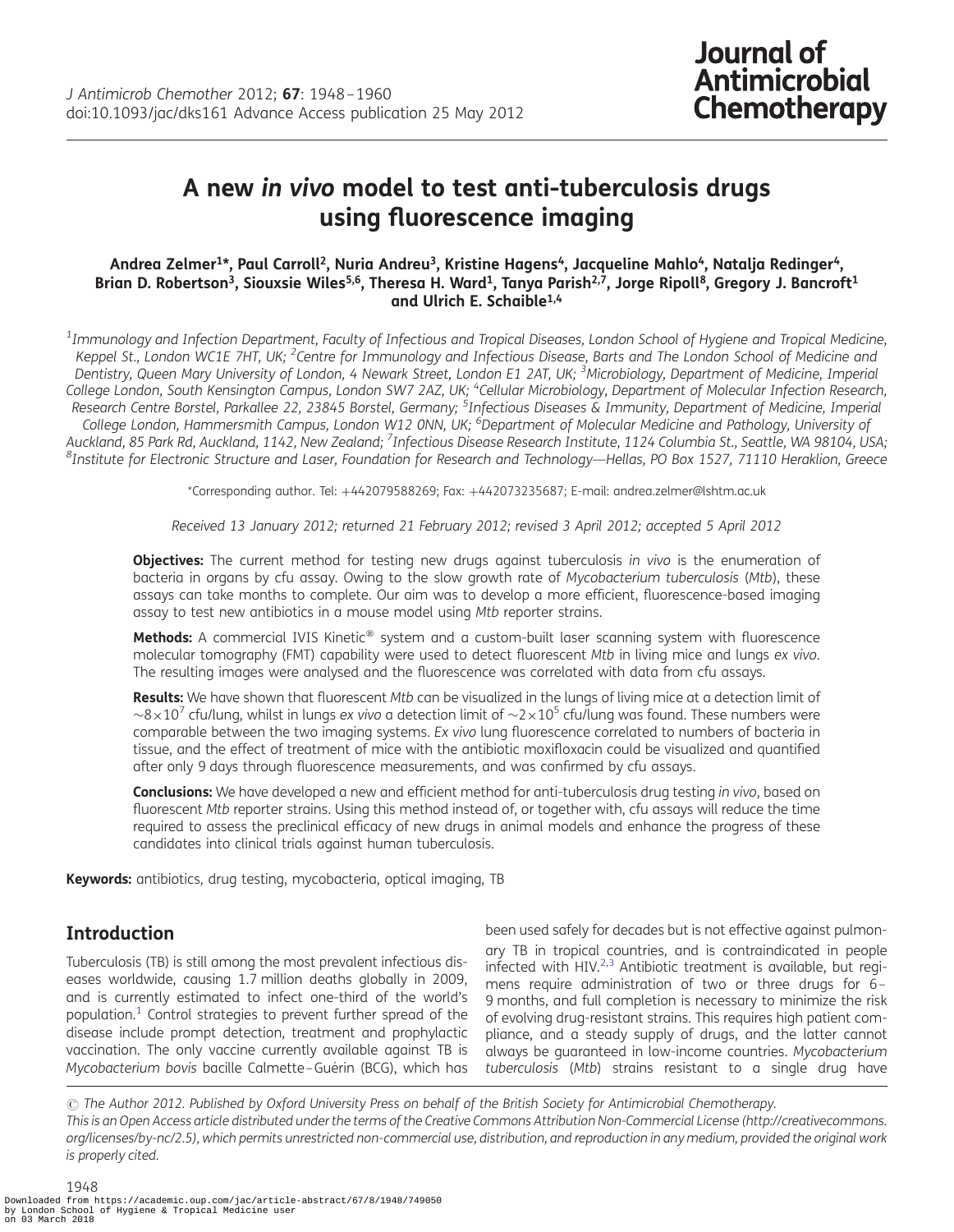# A new *in vivo* model to test anti-tuberculosis drugs using fluorescence imaging

**Andrea Zelmer[1]\*, Paul Carroll[2], Nuria Andreu[3], Kristine Hagens[4], Jacqueline Mahlo[4], Natalja Redinger[4], Brian D. Robertson[3], Siouxsie Wiles[5,6], Theresa H. Ward[1], Tanya Parish[2,7], Jorge Ripoll[8], Gregory J. Bancroft[1] and Ulrich E. Schaible[1,4]**

[1]*Immunology and Infection Department, Faculty of Infectious and Tropical Diseases, London School of Hygiene and Tropical Medicine, Keppel St., London WC1E 7HT, UK;* [2]*Centre for Immunology and Infectious Disease, Barts and The London School of Medicine and Dentistry, Queen Mary University of London, 4 Newark Street, London E1 2AT, UK;* [3]*Microbiology, Department of Medicine, Imperial College London, South Kensington Campus, London SW7 2AZ, UK;* [4]*Cellular Microbiology, Department of Molecular Infection Research, Research Centre Borstel, Parkallee 22, 23845 Borstel, Germany;* [5]*Infectious Diseases & Immunity, Department of Medicine, Imperial College London, Hammersmith Campus, London W12 0NN, UK;* [6]*Department of Molecular Medicine and Pathology, University of Auckland, 85 Park Rd, Auckland, 1142, New Zealand;* [7]*Infectious Disease Research Institute, 1124 Columbia St., Seattle, WA 98104, USA;* [8]*Institute for Electronic Structure and Laser, Foundation for Research and Technology—Hellas, PO Box 1527, 71110 Heraklion, Greece*

\*Corresponding author. Tel: +442079588269; Fax: +442073235687; E-mail: andrea.zelmer@lshtm.ac.uk

*Received 13 January 2012; returned 21 February 2012; revised 3 April 2012; accepted 5 April 2012*

**Objectives:** The current method for testing new drugs against tuberculosis *in vivo* is the enumeration of bacteria in organs by cfu assay. Owing to the slow growth rate of *Mycobacterium tuberculosis* (*Mtb*), these assays can take months to complete. Our aim was to develop a more efficient, fluorescence-based imaging assay to test new antibiotics in a mouse model using *Mtb* reporter strains.

**Methods:** A commercial IVIS Kinetic® system and a custom-built laser scanning system with fluorescence molecular tomography (FMT) capability were used to detect fluorescent *Mtb* in living mice and lungs *ex vivo*. The resulting images were analysed and the fluorescence was correlated with data from cfu assays.

**Results:** We have shown that fluorescent *Mtb* can be visualized in the lungs of living mice at a detection limit of $\sim 8\times 10^7$ cfu/lung, whilst in lungs *ex vivo* a detection limit of $\sim 2\times 10^5$ cfu/lung was found. These numbers were comparable between the two imaging systems. *Ex vivo* lung fluorescence correlated to numbers of bacteria in tissue, and the effect of treatment of mice with the antibiotic moxifloxacin could be visualized and quantified after only 9 days through fluorescence measurements, and was confirmed by cfu assays.

**Conclusions:** We have developed a new and efficient method for anti-tuberculosis drug testing *in vivo*, based on fluorescent *Mtb* reporter strains. Using this method instead of, or together with, cfu assays will reduce the time required to assess the preclinical efficacy of new drugs in animal models and enhance the progress of these candidates into clinical trials against human tuberculosis.

**Keywords:** antibiotics, drug testing, mycobacteria, optical imaging, TB

## Introduction

Tuberculosis (TB) is still among the most prevalent infectious diseases worldwide, causing 1.7 million deaths globally in 2009, and is currently estimated to infect one-third of the world's population.[1] Control strategies to prevent further spread of the disease include prompt detection, treatment and prophylactic vaccination. The only vaccine currently available against TB is *Mycobacterium bovis* bacille Calmette–Guérin (BCG), which has been used safely for decades but is not effective against pulmonary TB in tropical countries, and is contraindicated in people infected with HIV.[2,3] Antibiotic treatment is available, but regimens require administration of two or three drugs for 6–9 months, and full completion is necessary to minimize the risk of evolving drug-resistant strains. This requires high patient compliance, and a steady supply of drugs, and the latter cannot always be guaranteed in low-income countries. *Mycobacterium tuberculosis* (*Mtb*) strains resistant to a single drug have

© The Author 2012. Published by Oxford University Press on behalf of the British Society for Antimicrobial Chemotherapy.
This is an Open Access article distributed under the terms of the Creative Commons Attribution Non-Commercial License (http://creativecommons.org/licenses/by-nc/2.5), which permits unrestricted non-commercial use, distribution, and reproduction in any medium, provided the original work is properly cited.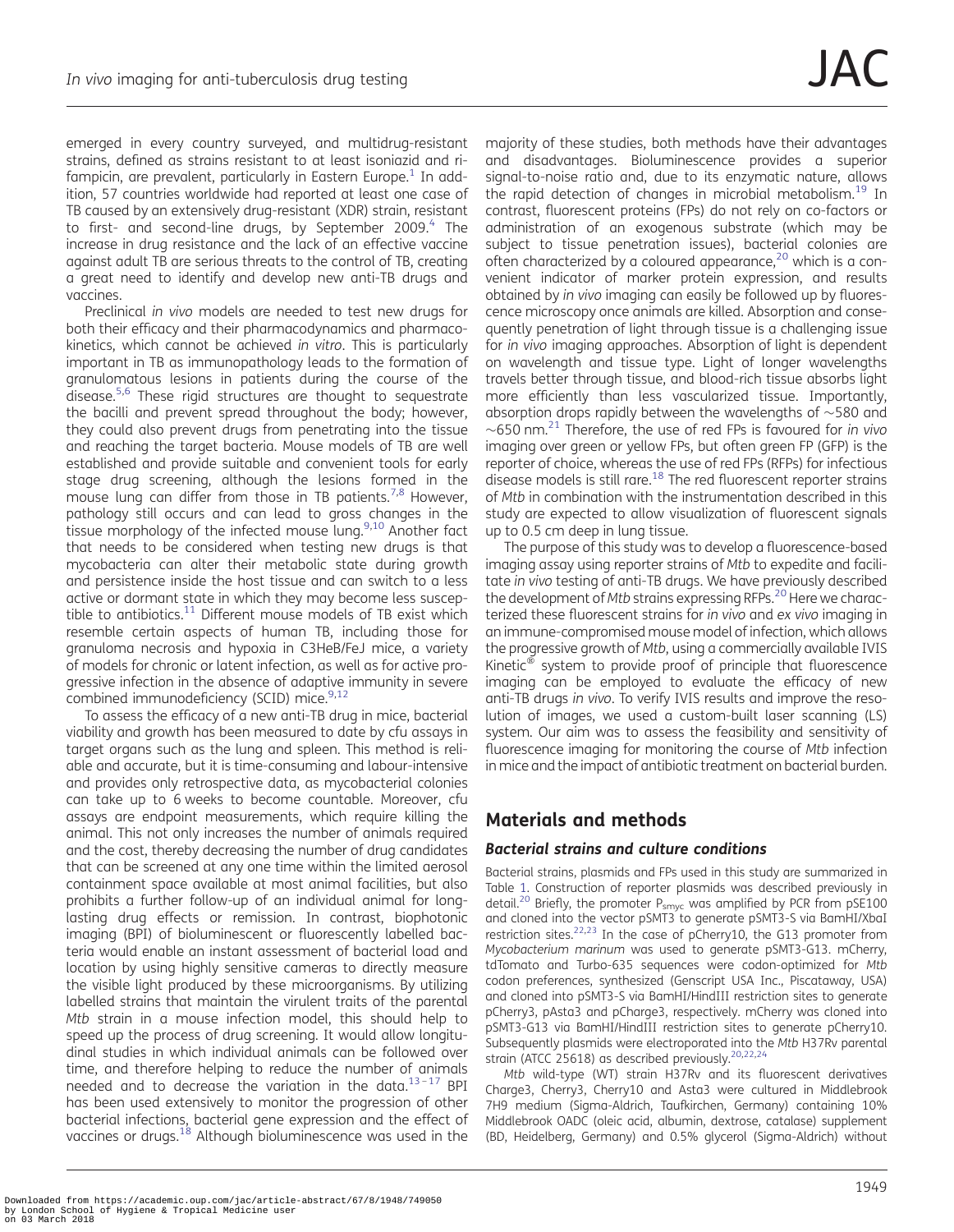emerged in every country surveyed, and multidrug-resistant strains, defined as strains resistant to at least isoniazid and rifampicin, are prevalent, particularly in Eastern Europe.[1] In addition, 57 countries worldwide had reported at least one case of TB caused by an extensively drug-resistant (XDR) strain, resistant to first- and second-line drugs, by September 2009.[4] The increase in drug resistance and the lack of an effective vaccine against adult TB are serious threats to the control of TB, creating a great need to identify and develop new anti-TB drugs and vaccines.

Preclinical *in vivo* models are needed to test new drugs for both their efficacy and their pharmacodynamics and pharmacokinetics, which cannot be achieved *in vitro*. This is particularly important in TB as immunopathology leads to the formation of granulomatous lesions in patients during the course of the disease.[5,6] These rigid structures are thought to sequestrate the bacilli and prevent spread throughout the body; however, they could also prevent drugs from penetrating into the tissue and reaching the target bacteria. Mouse models of TB are well established and provide suitable and convenient tools for early stage drug screening, although the lesions formed in the mouse lung can differ from those in TB patients.[7,8] However, pathology still occurs and can lead to gross changes in the tissue morphology of the infected mouse lung.[9,10] Another fact that needs to be considered when testing new drugs is that mycobacteria can alter their metabolic state during growth and persistence inside the host tissue and can switch to a less active or dormant state in which they may become less susceptible to antibiotics.[11] Different mouse models of TB exist which resemble certain aspects of human TB, including those for granuloma necrosis and hypoxia in C3HeB/FeJ mice, a variety of models for chronic or latent infection, as well as for active progressive infection in the absence of adaptive immunity in severe combined immunodeficiency (SCID) mice.[9,12]

To assess the efficacy of a new anti-TB drug in mice, bacterial viability and growth has been measured to date by cfu assays in target organs such as the lung and spleen. This method is reliable and accurate, but it is time-consuming and labour-intensive and provides only retrospective data, as mycobacterial colonies can take up to 6 weeks to become countable. Moreover, cfu assays are endpoint measurements, which require killing the animal. This not only increases the number of animals required and the cost, thereby decreasing the number of drug candidates that can be screened at any one time within the limited aerosol containment space available at most animal facilities, but also prohibits a further follow-up of an individual animal for long-lasting drug effects or remission. In contrast, biophotonic imaging (BPI) of bioluminescent or fluorescently labelled bacteria would enable an instant assessment of bacterial load and location by using highly sensitive cameras to directly measure the visible light produced by these microorganisms. By utilizing labelled strains that maintain the virulent traits of the parental *Mtb* strain in a mouse infection model, this should help to speed up the process of drug screening. It would allow longitudinal studies in which individual animals can be followed over time, and therefore helping to reduce the number of animals needed and to decrease the variation in the data.[13–17] BPI has been used extensively to monitor the progression of other bacterial infections, bacterial gene expression and the effect of vaccines or drugs.[18] Although bioluminescence was used in the majority of these studies, both methods have their advantages and disadvantages. Bioluminescence provides a superior signal-to-noise ratio and, due to its enzymatic nature, allows the rapid detection of changes in microbial metabolism.[19] In contrast, fluorescent proteins (FPs) do not rely on co-factors or administration of an exogenous substrate (which may be subject to tissue penetration issues), bacterial colonies are often characterized by a coloured appearance,[20] which is a convenient indicator of marker protein expression, and results obtained by *in vivo* imaging can easily be followed up by fluorescence microscopy once animals are killed. Absorption and consequently penetration of light through tissue is a challenging issue for *in vivo* imaging approaches. Absorption of light is dependent on wavelength and tissue type. Light of longer wavelengths travels better through tissue, and blood-rich tissue absorbs light more efficiently than less vascularized tissue. Importantly, absorption drops rapidly between the wavelengths of ∼580 and ∼650 nm.[21] Therefore, the use of red FPs is favoured for *in vivo* imaging over green or yellow FPs, but often green FP (GFP) is the reporter of choice, whereas the use of red FPs (RFPs) for infectious disease models is still rare.[18] The red fluorescent reporter strains of *Mtb* in combination with the instrumentation described in this study are expected to allow visualization of fluorescent signals up to 0.5 cm deep in lung tissue.

The purpose of this study was to develop a fluorescence-based imaging assay using reporter strains of *Mtb* to expedite and facilitate *in vivo* testing of anti-TB drugs. We have previously described the development of *Mtb* strains expressing RFPs.[20] Here we characterized these fluorescent strains for *in vivo* and *ex vivo* imaging in an immune-compromised mouse model of infection, which allows the progressive growth of *Mtb*, using a commercially available IVIS Kinetic® system to provide proof of principle that fluorescence imaging can be employed to evaluate the efficacy of new anti-TB drugs *in vivo*. To verify IVIS results and improve the resolution of images, we used a custom-built laser scanning (LS) system. Our aim was to assess the feasibility and sensitivity of fluorescence imaging for monitoring the course of *Mtb* infection in mice and the impact of antibiotic treatment on bacterial burden.

## Materials and methods

### Bacterial strains and culture conditions

Bacterial strains, plasmids and FPs used in this study are summarized in Table 1. Construction of reporter plasmids was described previously in detail.[20] Briefly, the promoter $P_{smyc}$ was amplified by PCR from pSE100 and cloned into the vector pSMT3 to generate pSMT3-S via BamHI/XbaI restriction sites.[22,23] In the case of pCherry10, the G13 promoter from *Mycobacterium marinum* was used to generate pSMT3-G13. mCherry, tdTomato and Turbo-635 sequences were codon-optimized for *Mtb* codon preferences, synthesized (Genscript USA Inc., Piscataway, USA) and cloned into pSMT3-S via BamHI/HindIII restriction sites to generate pCherry3, pAsta3 and pCharge3, respectively. mCherry was cloned into pSMT3-G13 via BamHI/HindIII restriction sites to generate pCherry10. Subsequently plasmids were electroporated into the *Mtb* H37Rv parental strain (ATCC 25618) as described previously.[20,22,24]

*Mtb* wild-type (WT) strain H37Rv and its fluorescent derivatives Charge3, Cherry3, Cherry10 and Asta3 were cultured in Middlebrook 7H9 medium (Sigma-Aldrich, Taufkirchen, Germany) containing 10% Middlebrook OADC (oleic acid, albumin, dextrose, catalase) supplement (BD, Heidelberg, Germany) and 0.5% glycerol (Sigma-Aldrich) without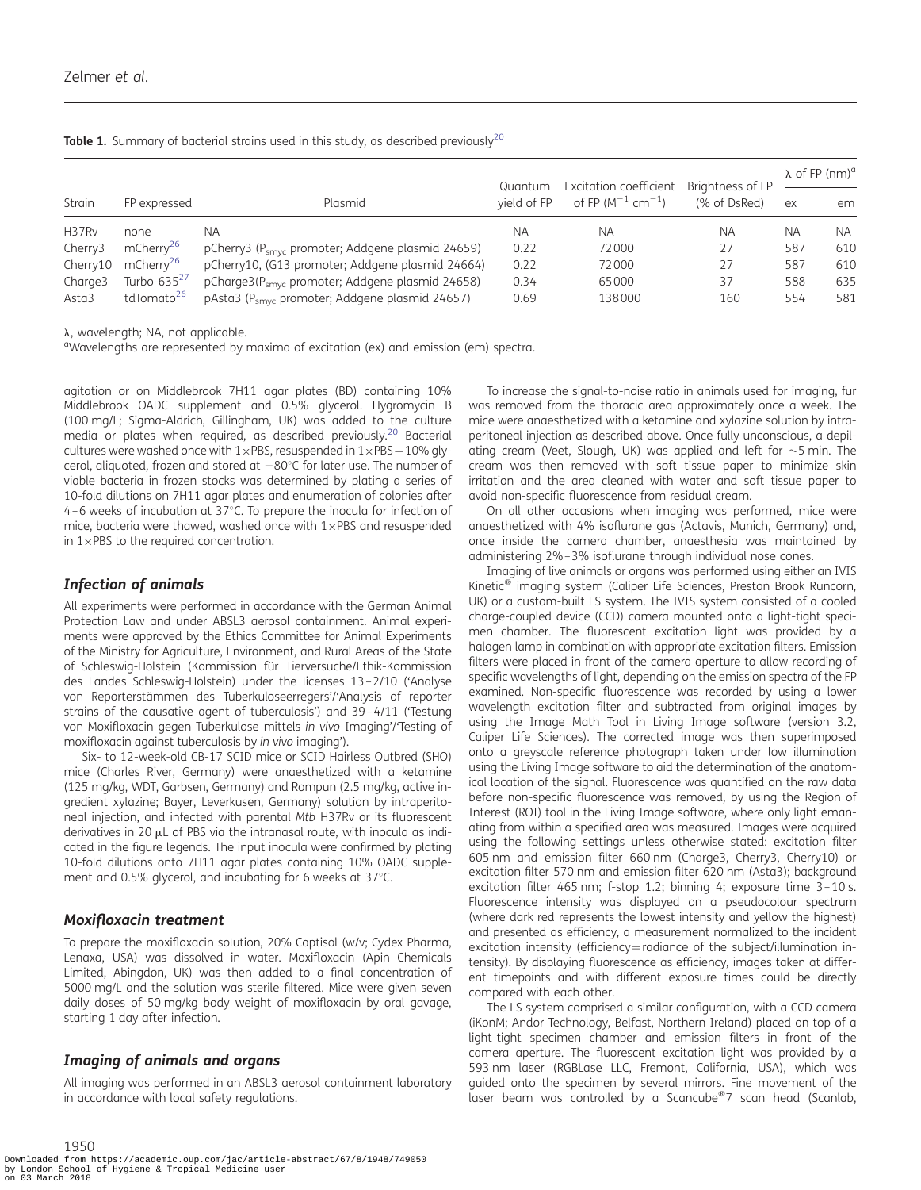**Table 1.** Summary of bacterial strains used in this study, as described previously[20]

| Strain | FP expressed | Plasmid | Quantum yield of FP | Excitation coefficient of FP ($M^{-1}$ $cm^{-1}$) | Brightness of FP (% of DsRed) | λ of FP (nm)[a] ex | em |
|---|---|---|---|---|---|---|---|
| H37Rv | none | NA | NA | NA | NA | NA | NA |
| Cherry3 | mCherry[26] | pCherry3 ($P_{smyc}$ promoter; Addgene plasmid 24659) | 0.22 | 72 000 | 27 | 587 | 610 |
| Cherry10 | mCherry[26] | pCherry10, (G13 promoter; Addgene plasmid 24664) | 0.22 | 72 000 | 27 | 587 | 610 |
| Charge3 | Turbo-635[27] | pCharge3($P_{smyc}$ promoter; Addgene plasmid 24658) | 0.34 | 65 000 | 37 | 588 | 635 |
| Asta3 | tdTomato[26] | pAsta3 ($P_{smyc}$ promoter; Addgene plasmid 24657) | 0.69 | 138 000 | 160 | 554 | 581 |

λ, wavelength; NA, not applicable.

[a]Wavelengths are represented by maxima of excitation (ex) and emission (em) spectra.

agitation or on Middlebrook 7H11 agar plates (BD) containing 10% Middlebrook OADC supplement and 0.5% glycerol. Hygromycin B (100 mg/L; Sigma-Aldrich, Gillingham, UK) was added to the culture media or plates when required, as described previously.[20] Bacterial cultures were washed once with 1×PBS, resuspended in 1×PBS + 10% glycerol, aliquoted, frozen and stored at −80°C for later use. The number of viable bacteria in frozen stocks was determined by plating a series of 10-fold dilutions on 7H11 agar plates and enumeration of colonies after 4–6 weeks of incubation at 37°C. To prepare the inocula for infection of mice, bacteria were thawed, washed once with 1×PBS and resuspended in 1×PBS to the required concentration.

### *Infection of animals*

All experiments were performed in accordance with the German Animal Protection Law and under ABSL3 aerosol containment. Animal experiments were approved by the Ethics Committee for Animal Experiments of the Ministry for Agriculture, Environment, and Rural Areas of the State of Schleswig-Holstein (Kommission für Tierversuche/Ethik-Kommission des Landes Schleswig-Holstein) under the licenses 13–2/10 ('Analyse von Reporterstämmen des Tuberkuloseerregers'/'Analysis of reporter strains of the causative agent of tuberculosis') and 39–4/11 ('Testung von Moxifloxacin gegen Tuberkulose mittels *in vivo* Imaging'/'Testing of moxifloxacin against tuberculosis by *in vivo* imaging').

Six- to 12-week-old CB-17 SCID mice or SCID Hairless Outbred (SHO) mice (Charles River, Germany) were anaesthetized with a ketamine (125 mg/kg, WDT, Garbsen, Germany) and Rompun (2.5 mg/kg, active ingredient xylazine; Bayer, Leverkusen, Germany) solution by intraperitoneal injection, and infected with parental *Mtb* H37Rv or its fluorescent derivatives in 20 μL of PBS via the intranasal route, with inocula as indicated in the figure legends. The input inocula were confirmed by plating 10-fold dilutions onto 7H11 agar plates containing 10% OADC supplement and 0.5% glycerol, and incubating for 6 weeks at 37°C.

### *Moxifloxacin treatment*

To prepare the moxifloxacin solution, 20% Captisol (w/v; Cydex Pharma, Lenaxa, USA) was dissolved in water. Moxifloxacin (Apin Chemicals Limited, Abingdon, UK) was then added to a final concentration of 5000 mg/L and the solution was sterile filtered. Mice were given seven daily doses of 50 mg/kg body weight of moxifloxacin by oral gavage, starting 1 day after infection.

### *Imaging of animals and organs*

All imaging was performed in an ABSL3 aerosol containment laboratory in accordance with local safety regulations.

To increase the signal-to-noise ratio in animals used for imaging, fur was removed from the thoracic area approximately once a week. The mice were anaesthetized with a ketamine and xylazine solution by intraperitoneal injection as described above. Once fully unconscious, a depilating cream (Veet, Slough, UK) was applied and left for ∼5 min. The cream was then removed with soft tissue paper to minimize skin irritation and the area cleaned with water and soft tissue paper to avoid non-specific fluorescence from residual cream.

On all other occasions when imaging was performed, mice were anaesthetized with 4% isoflurane gas (Actavis, Munich, Germany) and, once inside the camera chamber, anaesthesia was maintained by administering 2%–3% isoflurane through individual nose cones.

Imaging of live animals or organs was performed using either an IVIS Kinetic® imaging system (Caliper Life Sciences, Preston Brook Runcorn, UK) or a custom-built LS system. The IVIS system consisted of a cooled charge-coupled device (CCD) camera mounted onto a light-tight specimen chamber. The fluorescent excitation light was provided by a halogen lamp in combination with appropriate excitation filters. Emission filters were placed in front of the camera aperture to allow recording of specific wavelengths of light, depending on the emission spectra of the FP examined. Non-specific fluorescence was recorded by using a lower wavelength excitation filter and subtracted from original images by using the Image Math Tool in Living Image software (version 3.2, Caliper Life Sciences). The corrected image was then superimposed onto a greyscale reference photograph taken under low illumination using the Living Image software to aid the determination of the anatomical location of the signal. Fluorescence was quantified on the raw data before non-specific fluorescence was removed, by using the Region of Interest (ROI) tool in the Living Image software, where only light emanating from within a specified area was measured. Images were acquired using the following settings unless otherwise stated: excitation filter 605 nm and emission filter 660 nm (Charge3, Cherry3, Cherry10) or excitation filter 570 nm and emission filter 620 nm (Asta3); background excitation filter 465 nm; f-stop 1.2; binning 4; exposure time 3–10 s. Fluorescence intensity was displayed on a pseudocolour spectrum (where dark red represents the lowest intensity and yellow the highest) and presented as efficiency, a measurement normalized to the incident excitation intensity (efficiency = radiance of the subject/illumination intensity). By displaying fluorescence as efficiency, images taken at different timepoints and with different exposure times could be directly compared with each other.

The LS system comprised a similar configuration, with a CCD camera (iKonM; Andor Technology, Belfast, Northern Ireland) placed on top of a light-tight specimen chamber and emission filters in front of the camera aperture. The fluorescent excitation light was provided by a 593 nm laser (RGBLase LLC, Fremont, California, USA), which was guided onto the specimen by several mirrors. Fine movement of the laser beam was controlled by a Scancube®7 scan head (Scanlab,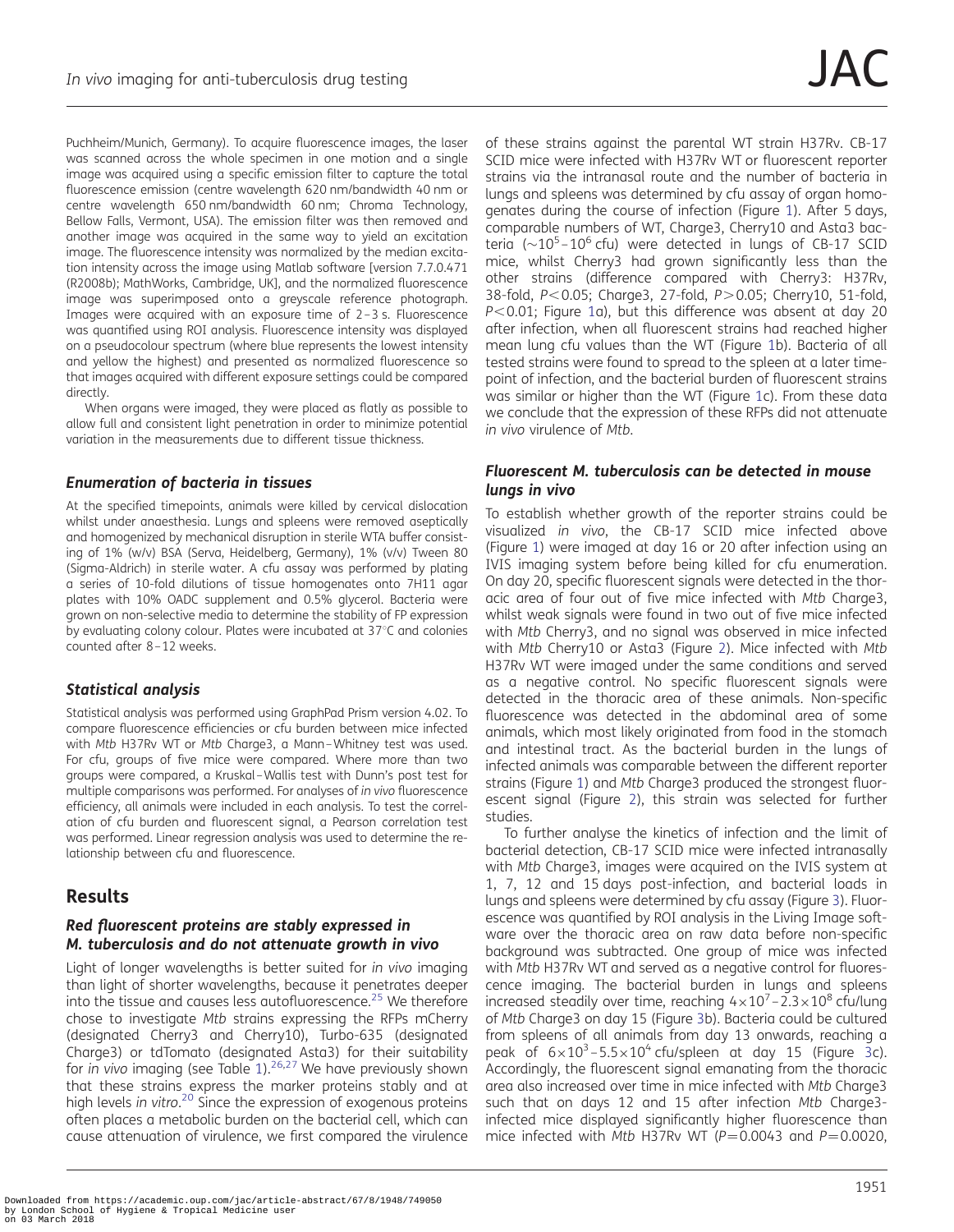Puchheim/Munich, Germany). To acquire fluorescence images, the laser was scanned across the whole specimen in one motion and a single image was acquired using a specific emission filter to capture the total fluorescence emission (centre wavelength 620 nm/bandwidth 40 nm or centre wavelength 650 nm/bandwidth 60 nm; Chroma Technology, Bellow Falls, Vermont, USA). The emission filter was then removed and another image was acquired in the same way to yield an excitation image. The fluorescence intensity was normalized by the median excitation intensity across the image using Matlab software [version 7.7.0.471 (R2008b); MathWorks, Cambridge, UK], and the normalized fluorescence image was superimposed onto a greyscale reference photograph. Images were acquired with an exposure time of 2–3 s. Fluorescence was quantified using ROI analysis. Fluorescence intensity was displayed on a pseudocolour spectrum (where blue represents the lowest intensity and yellow the highest) and presented as normalized fluorescence so that images acquired with different exposure settings could be compared directly.

When organs were imaged, they were placed as flatly as possible to allow full and consistent light penetration in order to minimize potential variation in the measurements due to different tissue thickness.

### Enumeration of bacteria in tissues

At the specified timepoints, animals were killed by cervical dislocation whilst under anaesthesia. Lungs and spleens were removed aseptically and homogenized by mechanical disruption in sterile WTA buffer consisting of 1% (w/v) BSA (Serva, Heidelberg, Germany), 1% (v/v) Tween 80 (Sigma-Aldrich) in sterile water. A cfu assay was performed by plating a series of 10-fold dilutions of tissue homogenates onto 7H11 agar plates with 10% OADC supplement and 0.5% glycerol. Bacteria were grown on non-selective media to determine the stability of FP expression by evaluating colony colour. Plates were incubated at 37°C and colonies counted after 8–12 weeks.

### Statistical analysis

Statistical analysis was performed using GraphPad Prism version 4.02. To compare fluorescence efficiencies or cfu burden between mice infected with *Mtb* H37Rv WT or *Mtb* Charge3, a Mann–Whitney test was used. For cfu, groups of five mice were compared. Where more than two groups were compared, a Kruskal–Wallis test with Dunn's post test for multiple comparisons was performed. For analyses of *in vivo* fluorescence efficiency, all animals were included in each analysis. To test the correlation of cfu burden and fluorescent signal, a Pearson correlation test was performed. Linear regression analysis was used to determine the relationship between cfu and fluorescence.

## Results

### Red fluorescent proteins are stably expressed in M. tuberculosis and do not attenuate growth in vivo

Light of longer wavelengths is better suited for *in vivo* imaging than light of shorter wavelengths, because it penetrates deeper into the tissue and causes less autofluorescence.[25] We therefore chose to investigate *Mtb* strains expressing the RFPs mCherry (designated Cherry3 and Cherry10), Turbo-635 (designated Charge3) or tdTomato (designated Asta3) for their suitability for *in vivo* imaging (see Table 1).[26,27] We have previously shown that these strains express the marker proteins stably and at high levels *in vitro*.[20] Since the expression of exogenous proteins often places a metabolic burden on the bacterial cell, which can cause attenuation of virulence, we first compared the virulence of these strains against the parental WT strain H37Rv. CB-17 SCID mice were infected with H37Rv WT or fluorescent reporter strains via the intranasal route and the number of bacteria in lungs and spleens was determined by cfu assay of organ homogenates during the course of infection (Figure 1). After 5 days, comparable numbers of WT, Charge3, Cherry10 and Asta3 bacteria ($\sim10^5$–$10^6$ cfu) were detected in lungs of CB-17 SCID mice, whilst Cherry3 had grown significantly less than the other strains (difference compared with Cherry3: H37Rv, 38-fold, $P<0.05$; Charge3, 27-fold, $P>0.05$; Cherry10, 51-fold, $P<0.01$; Figure 1a), but this difference was absent at day 20 after infection, when all fluorescent strains had reached higher mean lung cfu values than the WT (Figure 1b). Bacteria of all tested strains were found to spread to the spleen at a later timepoint of infection, and the bacterial burden of fluorescent strains was similar or higher than the WT (Figure 1c). From these data we conclude that the expression of these RFPs did not attenuate *in vivo* virulence of *Mtb*.

### Fluorescent M. tuberculosis can be detected in mouse lungs in vivo

To establish whether growth of the reporter strains could be visualized *in vivo*, the CB-17 SCID mice infected above (Figure 1) were imaged at day 16 or 20 after infection using an IVIS imaging system before being killed for cfu enumeration. On day 20, specific fluorescent signals were detected in the thoracic area of four out of five mice infected with *Mtb* Charge3, whilst weak signals were found in two out of five mice infected with *Mtb* Cherry3, and no signal was observed in mice infected with *Mtb* Cherry10 or Asta3 (Figure 2). Mice infected with *Mtb* H37Rv WT were imaged under the same conditions and served as a negative control. No specific fluorescent signals were detected in the thoracic area of these animals. Non-specific fluorescence was detected in the abdominal area of some animals, which most likely originated from food in the stomach and intestinal tract. As the bacterial burden in the lungs of infected animals was comparable between the different reporter strains (Figure 1) and *Mtb* Charge3 produced the strongest fluorescent signal (Figure 2), this strain was selected for further studies.

To further analyse the kinetics of infection and the limit of bacterial detection, CB-17 SCID mice were infected intranasally with *Mtb* Charge3, images were acquired on the IVIS system at 1, 7, 12 and 15 days post-infection, and bacterial loads in lungs and spleens were determined by cfu assay (Figure 3). Fluorescence was quantified by ROI analysis in the Living Image software over the thoracic area on raw data before non-specific background was subtracted. One group of mice was infected with *Mtb* H37Rv WT and served as a negative control for fluorescence imaging. The bacterial burden in lungs and spleens increased steadily over time, reaching $4\times10^7$–$2.3\times10^8$ cfu/lung of *Mtb* Charge3 on day 15 (Figure 3b). Bacteria could be cultured from spleens of all animals from day 13 onwards, reaching a peak of $6\times10^3$–$5.5\times10^4$ cfu/spleen at day 15 (Figure 3c). Accordingly, the fluorescent signal emanating from the thoracic area also increased over time in mice infected with *Mtb* Charge3 such that on days 12 and 15 after infection *Mtb* Charge3-infected mice displayed significantly higher fluorescence than mice infected with *Mtb* H37Rv WT ($P=0.0043$ and $P=0.0020$,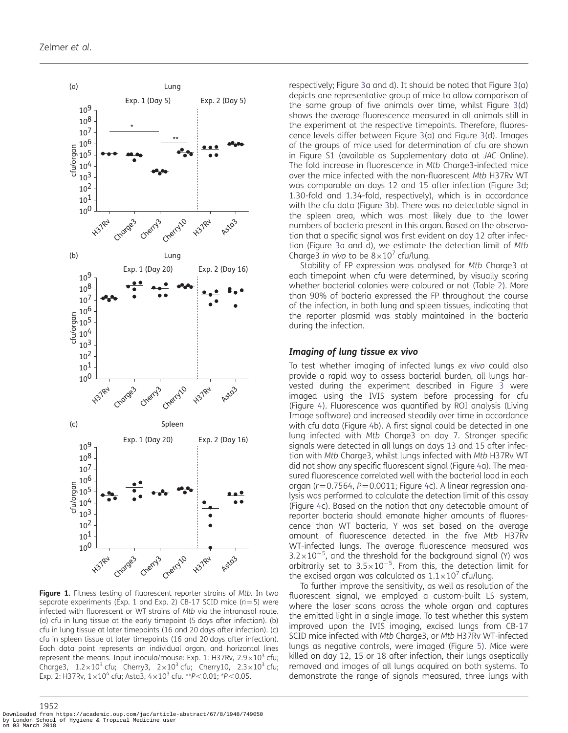Figure 1. Fitness testing of fluorescent reporter strains of *Mtb*. In two separate experiments (Exp. 1 and Exp. 2) CB-17 SCID mice ($n$=5) were infected with fluorescent or WT strains of *Mtb* via the intranasal route. (a) cfu in lung tissue at the early timepoint (5 days after infection). (b) cfu in lung tissue at later timepoints (16 and 20 days after infection). (c) cfu in spleen tissue at later timepoints (16 and 20 days after infection). Each data point represents an individual organ, and horizontal lines represent the means. Input inocula/mouse: Exp. 1: H37Rv, $2.9\times10^3$ cfu; Charge3, $1.2\times10^3$ cfu; Cherry3, $2\times10^3$ cfu; Cherry10, $2.3\times10^3$ cfu; Exp. 2: H37Rv, $1\times10^4$ cfu; Asta3, $4\times10^3$ cfu. \*\*$P<0.01$; \*$P<0.05$.

respectively; Figure 3a and d). It should be noted that Figure 3(a) depicts one representative group of mice to allow comparison of the same group of five animals over time, whilst Figure 3(d) shows the average fluorescence measured in all animals still in the experiment at the respective timepoints. Therefore, fluorescence levels differ between Figure 3(a) and Figure 3(d). Images of the groups of mice used for determination of cfu are shown in Figure S1 (available as Supplementary data at *JAC* Online). The fold increase in fluorescence in *Mtb* Charge3-infected mice over the mice infected with the non-fluorescent *Mtb* H37Rv WT was comparable on days 12 and 15 after infection (Figure 3d; 1.30-fold and 1.34-fold, respectively), which is in accordance with the cfu data (Figure 3b). There was no detectable signal in the spleen area, which was most likely due to the lower numbers of bacteria present in this organ. Based on the observation that a specific signal was first evident on day 12 after infection (Figure 3a and d), we estimate the detection limit of *Mtb* Charge3 *in vivo* to be $8\times10^7$ cfu/lung.

Stability of FP expression was analysed for *Mtb* Charge3 at each timepoint when cfu were determined, by visually scoring whether bacterial colonies were coloured or not (Table 2). More than 90% of bacteria expressed the FP throughout the course of the infection, in both lung and spleen tissues, indicating that the reporter plasmid was stably maintained in the bacteria during the infection.

### *Imaging of lung tissue ex vivo*

To test whether imaging of infected lungs *ex vivo* could also provide a rapid way to assess bacterial burden, all lungs harvested during the experiment described in Figure 3 were imaged using the IVIS system before processing for cfu (Figure 4). Fluorescence was quantified by ROI analysis (Living Image software) and increased steadily over time in accordance with cfu data (Figure 4b). A first signal could be detected in one lung infected with *Mtb* Charge3 on day 7. Stronger specific signals were detected in all lungs on days 13 and 15 after infection with *Mtb* Charge3, whilst lungs infected with *Mtb* H37Rv WT did not show any specific fluorescent signal (Figure 4a). The measured fluorescence correlated well with the bacterial load in each organ ($r$=0.7564, $P$=0.0011; Figure 4c). A linear regression analysis was performed to calculate the detection limit of this assay (Figure 4c). Based on the notion that any detectable amount of reporter bacteria should emanate higher amounts of fluorescence than WT bacteria, Y was set based on the average amount of fluorescence detected in the five *Mtb* H37Rv WT-infected lungs. The average fluorescence measured was $3.2\times10^{-5}$, and the threshold for the background signal (Y) was arbitrarily set to $3.5\times10^{-5}$. From this, the detection limit for the excised organ was calculated as $1.1\times10^7$ cfu/lung.

To further improve the sensitivity, as well as resolution of the fluorescent signal, we employed a custom-built LS system, where the laser scans across the whole organ and captures the emitted light in a single image. To test whether this system improved upon the IVIS imaging, excised lungs from CB-17 SCID mice infected with *Mtb* Charge3, or *Mtb* H37Rv WT-infected lungs as negative controls, were imaged (Figure 5). Mice were killed on day 12, 15 or 18 after infection, their lungs aseptically removed and images of all lungs acquired on both systems. To demonstrate the range of signals measured, three lungs with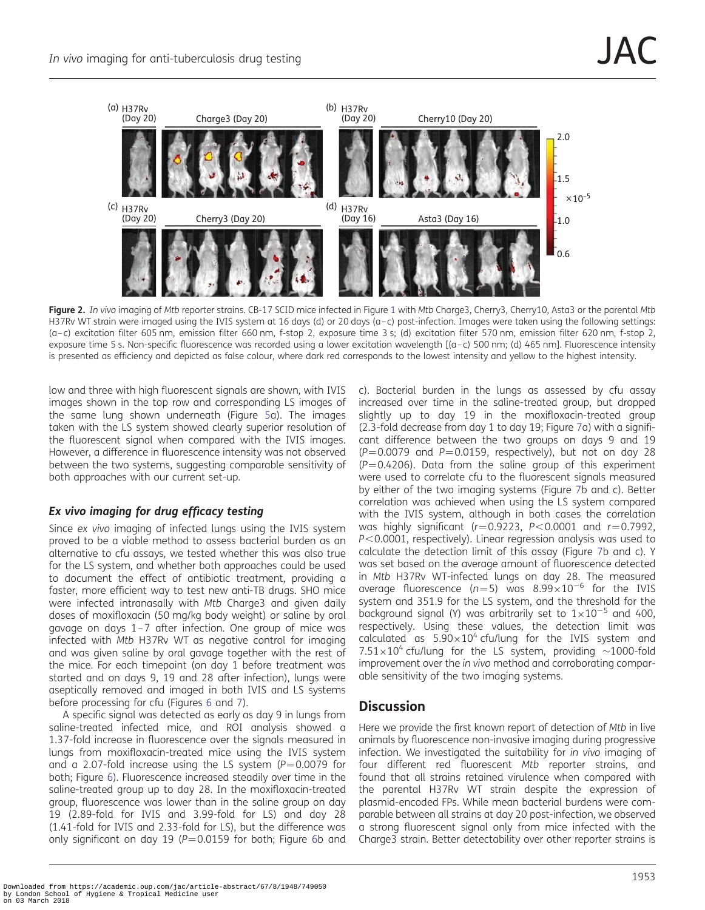Figure 2. *In vivo* imaging of *Mtb* reporter strains. CB-17 SCID mice infected in Figure 1 with *Mtb* Charge3, Cherry3, Cherry10, Asta3 or the parental *Mtb* H37Rv WT strain were imaged using the IVIS system at 16 days (d) or 20 days (a–c) post-infection. Images were taken using the following settings: (a–c) excitation filter 605 nm, emission filter 660 nm, f-stop 2, exposure time 3 s; (d) excitation filter 570 nm, emission filter 620 nm, f-stop 2, exposure time 5 s. Non-specific fluorescence was recorded using a lower excitation wavelength [(a–c) 500 nm; (d) 465 nm]. Fluorescence intensity is presented as efficiency and depicted as false colour, where dark red corresponds to the lowest intensity and yellow to the highest intensity.

low and three with high fluorescent signals are shown, with IVIS images shown in the top row and corresponding LS images of the same lung shown underneath (Figure 5a). The images taken with the LS system showed clearly superior resolution of the fluorescent signal when compared with the IVIS images. However, a difference in fluorescence intensity was not observed between the two systems, suggesting comparable sensitivity of both approaches with our current set-up.

### *Ex vivo* imaging for drug efficacy testing

Since *ex vivo* imaging of infected lungs using the IVIS system proved to be a viable method to assess bacterial burden as an alternative to cfu assays, we tested whether this was also true for the LS system, and whether both approaches could be used to document the effect of antibiotic treatment, providing a faster, more efficient way to test new anti-TB drugs. SHO mice were infected intranasally with *Mtb* Charge3 and given daily doses of moxifloxacin (50 mg/kg body weight) or saline by oral gavage on days 1–7 after infection. One group of mice was infected with *Mtb* H37Rv WT as negative control for imaging and was given saline by oral gavage together with the rest of the mice. For each timepoint (on day 1 before treatment was started and on days 9, 19 and 28 after infection), lungs were aseptically removed and imaged in both IVIS and LS systems before processing for cfu (Figures 6 and 7).

A specific signal was detected as early as day 9 in lungs from saline-treated infected mice, and ROI analysis showed a 1.37-fold increase in fluorescence over the signals measured in lungs from moxifloxacin-treated mice using the IVIS system and a 2.07-fold increase using the LS system ($P=0.0079$ for both; Figure 6). Fluorescence increased steadily over time in the saline-treated group up to day 28. In the moxifloxacin-treated group, fluorescence was lower than in the saline group on day 19 (2.89-fold for IVIS and 3.99-fold for LS) and day 28 (1.41-fold for IVIS and 2.33-fold for LS), but the difference was only significant on day 19 ($P=0.0159$ for both; Figure 6b and c). Bacterial burden in the lungs as assessed by cfu assay increased over time in the saline-treated group, but dropped slightly up to day 19 in the moxifloxacin-treated group (2.3-fold decrease from day 1 to day 19; Figure 7a) with a significant difference between the two groups on days 9 and 19 ($P=0.0079$ and $P=0.0159$, respectively), but not on day 28 ($P=0.4206$). Data from the saline group of this experiment were used to correlate cfu to the fluorescent signals measured by either of the two imaging systems (Figure 7b and c). Better correlation was achieved when using the LS system compared with the IVIS system, although in both cases the correlation was highly significant ($r=0.9223$, $P<0.0001$ and $r=0.7992$, $P<0.0001$, respectively). Linear regression analysis was used to calculate the detection limit of this assay (Figure 7b and c). Y was set based on the average amount of fluorescence detected in *Mtb* H37Rv WT-infected lungs on day 28. The measured average fluorescence ($n=5$) was $8.99\times10^{-6}$ for the IVIS system and 351.9 for the LS system, and the threshold for the background signal (Y) was arbitrarily set to $1\times10^{-5}$ and 400, respectively. Using these values, the detection limit was calculated as $5.90\times10^{4}$ cfu/lung for the IVIS system and $7.51\times10^{4}$ cfu/lung for the LS system, providing ~1000-fold improvement over the *in vivo* method and corroborating comparable sensitivity of the two imaging systems.

## Discussion

Here we provide the first known report of detection of *Mtb* in live animals by fluorescence non-invasive imaging during progressive infection. We investigated the suitability for *in vivo* imaging of four different red fluorescent *Mtb* reporter strains, and found that all strains retained virulence when compared with the parental H37Rv WT strain despite the expression of plasmid-encoded FPs. While mean bacterial burdens were comparable between all strains at day 20 post-infection, we observed a strong fluorescent signal only from mice infected with the Charge3 strain. Better detectability over other reporter strains is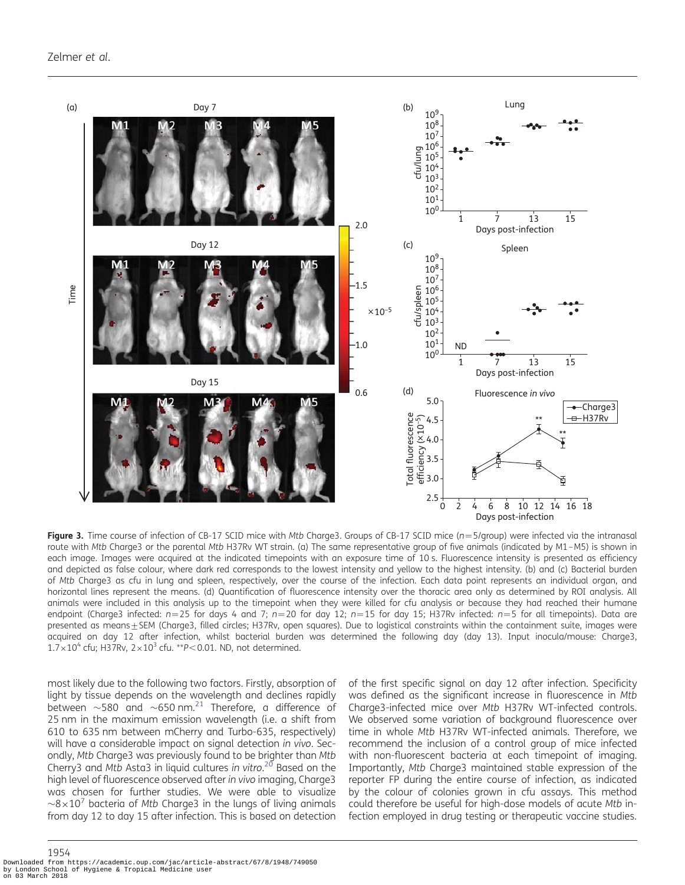**Figure 3.** Time course of infection of CB-17 SCID mice with *Mtb* Charge3. Groups of CB-17 SCID mice ($n$=5/group) were infected via the intranasal route with *Mtb* Charge3 or the parental *Mtb* H37Rv WT strain. (a) The same representative group of five animals (indicated by M1–M5) is shown in each image. Images were acquired at the indicated timepoints with an exposure time of 10 s. Fluorescence intensity is presented as efficiency and depicted as false colour, where dark red corresponds to the lowest intensity and yellow to the highest intensity. (b) and (c) Bacterial burden of *Mtb* Charge3 as cfu in lung and spleen, respectively, over the course of the infection. Each data point represents an individual organ, and horizontal lines represent the means. (d) Quantification of fluorescence intensity over the thoracic area only as determined by ROI analysis. All animals were included in this analysis up to the timepoint when they were killed for cfu analysis or because they had reached their humane endpoint (Charge3 infected: $n$=25 for days 4 and 7; $n$=20 for day 12; $n$=15 for day 15; H37Rv infected: $n$=5 for all timepoints). Data are presented as means±SEM (Charge3, filled circles; H37Rv, open squares). Due to logistical constraints within the containment suite, images were acquired on day 12 after infection, whilst bacterial burden was determined the following day (day 13). Input inocula/mouse: Charge3, $1.7\times10^4$ cfu; H37Rv, $2\times10^3$ cfu. **$P<0.01$. ND, not determined.

most likely due to the following two factors. Firstly, absorption of light by tissue depends on the wavelength and declines rapidly between ~580 and ~650 nm.[21] Therefore, a difference of 25 nm in the maximum emission wavelength (i.e. a shift from 610 to 635 nm between mCherry and Turbo-635, respectively) will have a considerable impact on signal detection *in vivo*. Secondly, *Mtb* Charge3 was previously found to be brighter than *Mtb* Cherry3 and *Mtb* Asta3 in liquid cultures *in vitro*.[20] Based on the high level of fluorescence observed after *in vivo* imaging, Charge3 was chosen for further studies. We were able to visualize $\sim8\times10^7$ bacteria of *Mtb* Charge3 in the lungs of living animals from day 12 to day 15 after infection. This is based on detection of the first specific signal on day 12 after infection. Specificity was defined as the significant increase in fluorescence in *Mtb* Charge3-infected mice over *Mtb* H37Rv WT-infected controls. We observed some variation of background fluorescence over time in whole *Mtb* H37Rv WT-infected animals. Therefore, we recommend the inclusion of a control group of mice infected with non-fluorescent bacteria at each timepoint of imaging. Importantly, *Mtb* Charge3 maintained stable expression of the reporter FP during the entire course of infection, as indicated by the colour of colonies grown in cfu assays. This method could therefore be useful for high-dose models of acute *Mtb* infection employed in drug testing or therapeutic vaccine studies.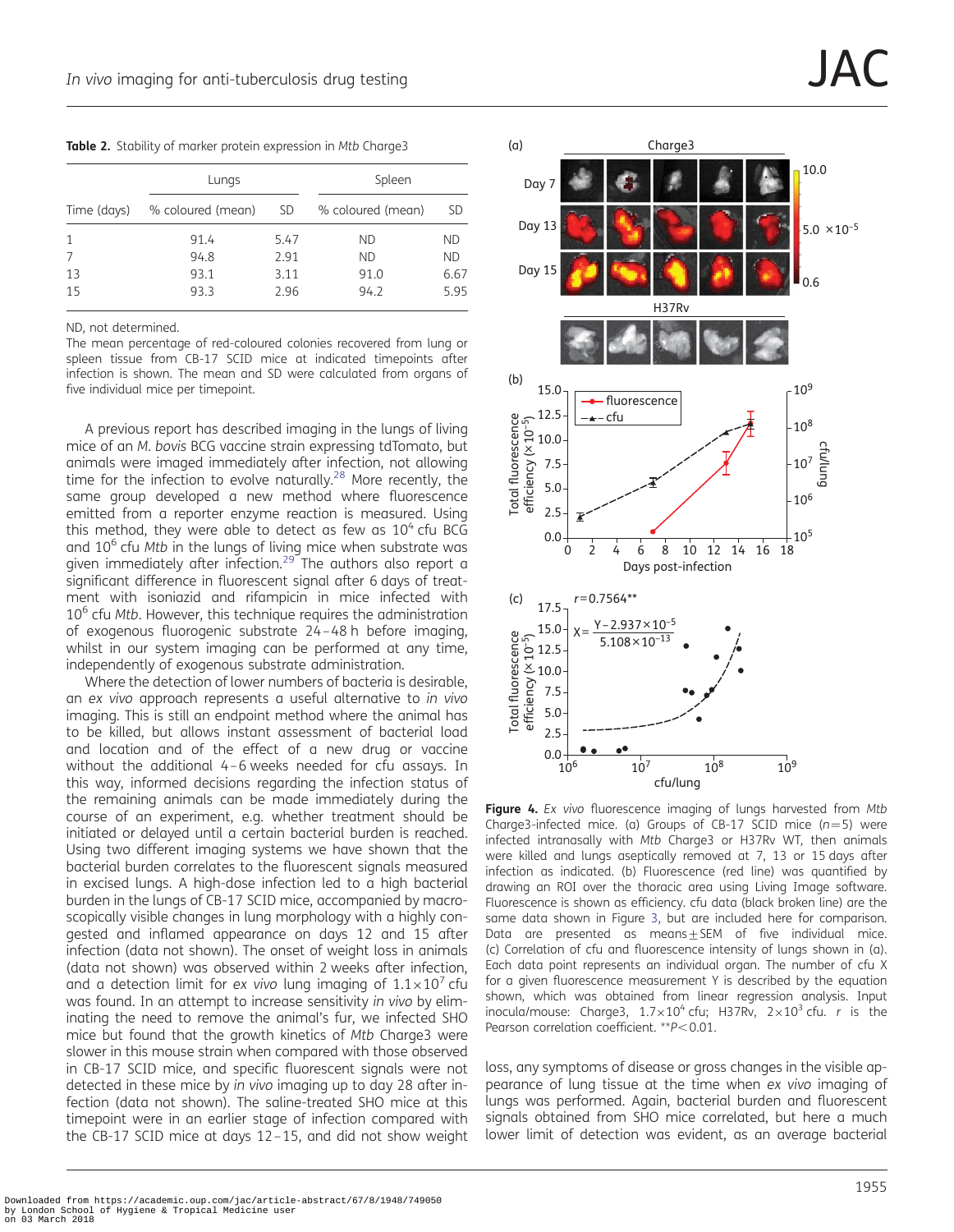**Table 2.** Stability of marker protein expression in *Mtb* Charge3

| | Lungs | | Spleen | |
|---|---|---|---|---|
| Time (days) | % coloured (mean) | SD | % coloured (mean) | SD |
| 1 | 91.4 | 5.47 | ND | ND |
| 7 | 94.8 | 2.91 | ND | ND |
| 13 | 93.1 | 3.11 | 91.0 | 6.67 |
| 15 | 93.3 | 2.96 | 94.2 | 5.95 |

ND, not determined.

The mean percentage of red-coloured colonies recovered from lung or spleen tissue from CB-17 SCID mice at indicated timepoints after infection is shown. The mean and SD were calculated from organs of five individual mice per timepoint.

A previous report has described imaging in the lungs of living mice of an *M. bovis* BCG vaccine strain expressing tdTomato, but animals were imaged immediately after infection, not allowing time for the infection to evolve naturally.[28] More recently, the same group developed a new method where fluorescence emitted from a reporter enzyme reaction is measured. Using this method, they were able to detect as few as $10^4$ cfu BCG and $10^6$ cfu *Mtb* in the lungs of living mice when substrate was given immediately after infection.[29] The authors also report a significant difference in fluorescent signal after 6 days of treatment with isoniazid and rifampicin in mice infected with $10^6$ cfu *Mtb*. However, this technique requires the administration of exogenous fluorogenic substrate 24–48 h before imaging, whilst in our system imaging can be performed at any time, independently of exogenous substrate administration.

Where the detection of lower numbers of bacteria is desirable, an *ex vivo* approach represents a useful alternative to *in vivo* imaging. This is still an endpoint method where the animal has to be killed, but allows instant assessment of bacterial load and location and of the effect of a new drug or vaccine without the additional 4–6 weeks needed for cfu assays. In this way, informed decisions regarding the infection status of the remaining animals can be made immediately during the course of an experiment, e.g. whether treatment should be initiated or delayed until a certain bacterial burden is reached. Using two different imaging systems we have shown that the bacterial burden correlates to the fluorescent signals measured in excised lungs. A high-dose infection led to a high bacterial burden in the lungs of CB-17 SCID mice, accompanied by macroscopically visible changes in lung morphology with a highly congested and inflamed appearance on days 12 and 15 after infection (data not shown). The onset of weight loss in animals (data not shown) was observed within 2 weeks after infection, and a detection limit for *ex vivo* lung imaging of $1.1\times10^7$ cfu was found. In an attempt to increase sensitivity *in vivo* by eliminating the need to remove the animal's fur, we infected SHO mice but found that the growth kinetics of *Mtb* Charge3 were slower in this mouse strain when compared with those observed in CB-17 SCID mice, and specific fluorescent signals were not detected in these mice by *in vivo* imaging up to day 28 after infection (data not shown). The saline-treated SHO mice at this timepoint were in an earlier stage of infection compared with the CB-17 SCID mice at days 12–15, and did not show weight loss, any symptoms of disease or gross changes in the visible appearance of lung tissue at the time when *ex vivo* imaging of lungs was performed. Again, bacterial burden and fluorescent signals obtained from SHO mice correlated, but here a much lower limit of detection was evident, as an average bacterial

**Figure 4.** *Ex vivo* fluorescence imaging of lungs harvested from *Mtb* Charge3-infected mice. (a) Groups of CB-17 SCID mice ($n=5$) were infected intranasally with *Mtb* Charge3 or H37Rv WT, then animals were killed and lungs aseptically removed at 7, 13 or 15 days after infection as indicated. (b) Fluorescence (red line) was quantified by drawing an ROI over the thoracic area using Living Image software. Fluorescence is shown as efficiency. cfu data (black broken line) are the same data shown in Figure 3, but are included here for comparison. Data are presented as means±SEM of five individual mice. (c) Correlation of cfu and fluorescence intensity of lungs shown in (a). Each data point represents an individual organ. The number of cfu X for a given fluorescence measurement Y is described by the equation shown, which was obtained from linear regression analysis. Input inocula/mouse: Charge3, $1.7\times10^4$ cfu; H37Rv, $2\times10^3$ cfu. $r$ is the Pearson correlation coefficient. $^{**}P<0.01$.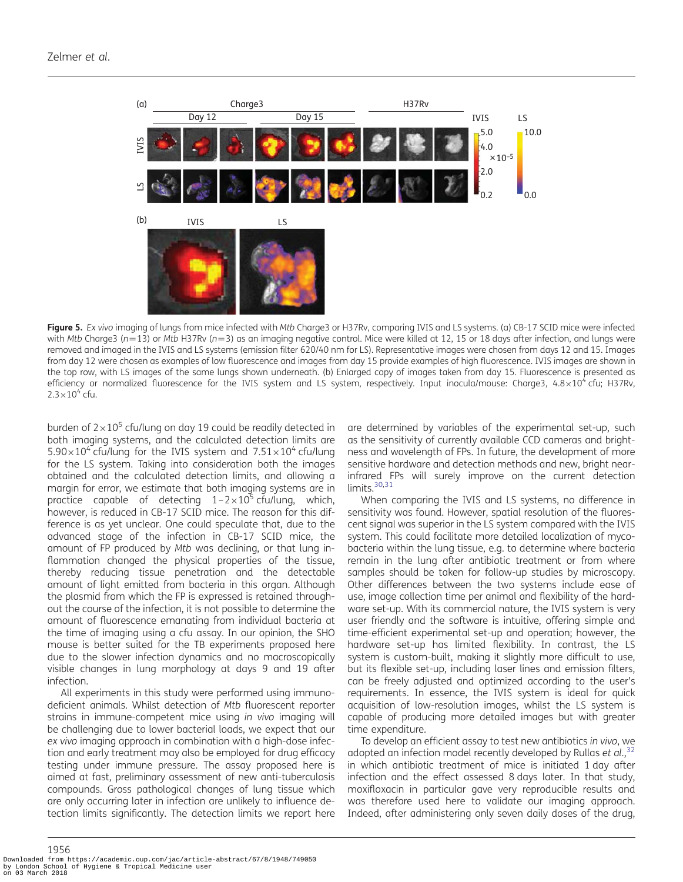**Figure 5.** *Ex vivo* imaging of lungs from mice infected with *Mtb* Charge3 or H37Rv, comparing IVIS and LS systems. (a) CB-17 SCID mice were infected with *Mtb* Charge3 ($n=13$) or *Mtb* H37Rv ($n=3$) as an imaging negative control. Mice were killed at 12, 15 or 18 days after infection, and lungs were removed and imaged in the IVIS and LS systems (emission filter 620/40 nm for LS). Representative images were chosen from days 12 and 15. Images from day 12 were chosen as examples of low fluorescence and images from day 15 provide examples of high fluorescence. IVIS images are shown in the top row, with LS images of the same lungs shown underneath. (b) Enlarged copy of images taken from day 15. Fluorescence is presented as efficiency or normalized fluorescence for the IVIS system and LS system, respectively. Input inocula/mouse: Charge3, $4.8\times10^4$ cfu; H37Rv, $2.3\times10^4$ cfu.

burden of $2\times10^5$ cfu/lung on day 19 could be readily detected in both imaging systems, and the calculated detection limits are $5.90\times10^4$ cfu/lung for the IVIS system and $7.51\times10^4$ cfu/lung for the LS system. Taking into consideration both the images obtained and the calculated detection limits, and allowing a margin for error, we estimate that both imaging systems are in practice capable of detecting $1–2\times10^5$ cfu/lung, which, however, is reduced in CB-17 SCID mice. The reason for this difference is as yet unclear. One could speculate that, due to the advanced stage of the infection in CB-17 SCID mice, the amount of FP produced by *Mtb* was declining, or that lung inflammation changed the physical properties of the tissue, thereby reducing tissue penetration and the detectable amount of light emitted from bacteria in this organ. Although the plasmid from which the FP is expressed is retained throughout the course of the infection, it is not possible to determine the amount of fluorescence emanating from individual bacteria at the time of imaging using a cfu assay. In our opinion, the SHO mouse is better suited for the TB experiments proposed here due to the slower infection dynamics and no macroscopically visible changes in lung morphology at days 9 and 19 after infection.

All experiments in this study were performed using immunodeficient animals. Whilst detection of *Mtb* fluorescent reporter strains in immune-competent mice using *in vivo* imaging will be challenging due to lower bacterial loads, we expect that our *ex vivo* imaging approach in combination with a high-dose infection and early treatment may also be employed for drug efficacy testing under immune pressure. The assay proposed here is aimed at fast, preliminary assessment of new anti-tuberculosis compounds. Gross pathological changes of lung tissue which are only occurring later in infection are unlikely to influence detection limits significantly. The detection limits we report here are determined by variables of the experimental set-up, such as the sensitivity of currently available CCD cameras and brightness and wavelength of FPs. In future, the development of more sensitive hardware and detection methods and new, bright near-infrared FPs will surely improve on the current detection limits.[30,31]

When comparing the IVIS and LS systems, no difference in sensitivity was found. However, spatial resolution of the fluorescent signal was superior in the LS system compared with the IVIS system. This could facilitate more detailed localization of mycobacteria within the lung tissue, e.g. to determine where bacteria remain in the lung after antibiotic treatment or from where samples should be taken for follow-up studies by microscopy. Other differences between the two systems include ease of use, image collection time per animal and flexibility of the hardware set-up. With its commercial nature, the IVIS system is very user friendly and the software is intuitive, offering simple and time-efficient experimental set-up and operation; however, the hardware set-up has limited flexibility. In contrast, the LS system is custom-built, making it slightly more difficult to use, but its flexible set-up, including laser lines and emission filters, can be freely adjusted and optimized according to the user's requirements. In essence, the IVIS system is ideal for quick acquisition of low-resolution images, whilst the LS system is capable of producing more detailed images but with greater time expenditure.

To develop an efficient assay to test new antibiotics *in vivo*, we adopted an infection model recently developed by Rullas *et al.*,[32] in which antibiotic treatment of mice is initiated 1 day after infection and the effect assessed 8 days later. In that study, moxifloxacin in particular gave very reproducible results and was therefore used here to validate our imaging approach. Indeed, after administering only seven daily doses of the drug,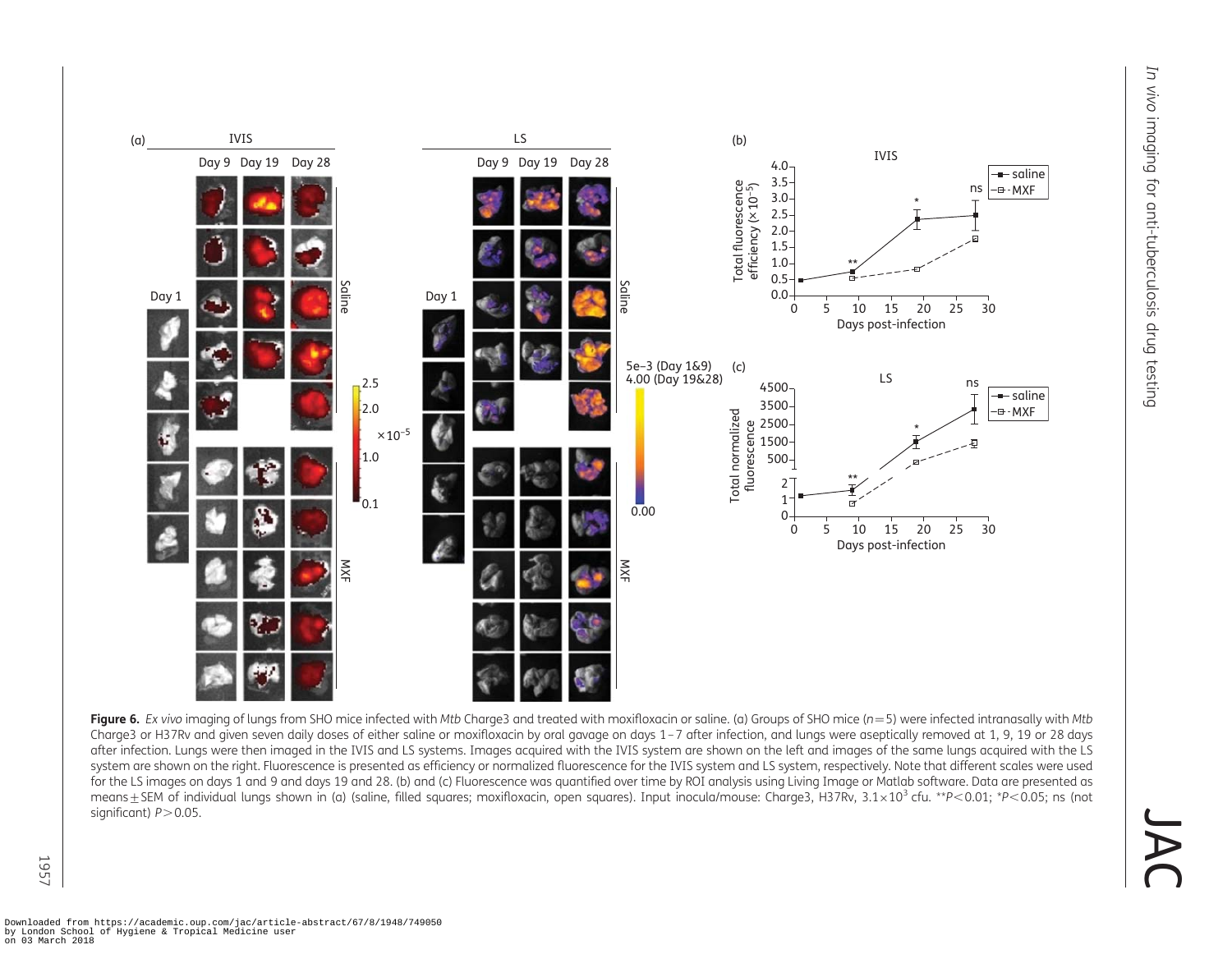**Figure 6.** *Ex vivo* imaging of lungs from SHO mice infected with *Mtb* Charge3 and treated with moxifloxacin or saline. (a) Groups of SHO mice ($n=5$) were infected intranasally with *Mtb* Charge3 or H37Rv and given seven daily doses of either saline or moxifloxacin by oral gavage on days 1–7 after infection, and lungs were aseptically removed at 1, 9, 19 or 28 days after infection. Lungs were then imaged in the IVIS and LS systems. Images acquired with the IVIS system are shown on the left and images of the same lungs acquired with the LS system are shown on the right. Fluorescence is presented as efficiency or normalized fluorescence for the IVIS system and LS system, respectively. Note that different scales were used for the LS images on days 1 and 9 and days 19 and 28. (b) and (c) Fluorescence was quantified over time by ROI analysis using Living Image or Matlab software. Data are presented as means±SEM of individual lungs shown in (a) (saline, filled squares; moxifloxacin, open squares). Input inocula/mouse: Charge3, H37Rv, $3.1\times10^{3}$ cfu. $^{**}P<0.01$; $^{*}P<0.05$; ns (not significant) $P>0.05$.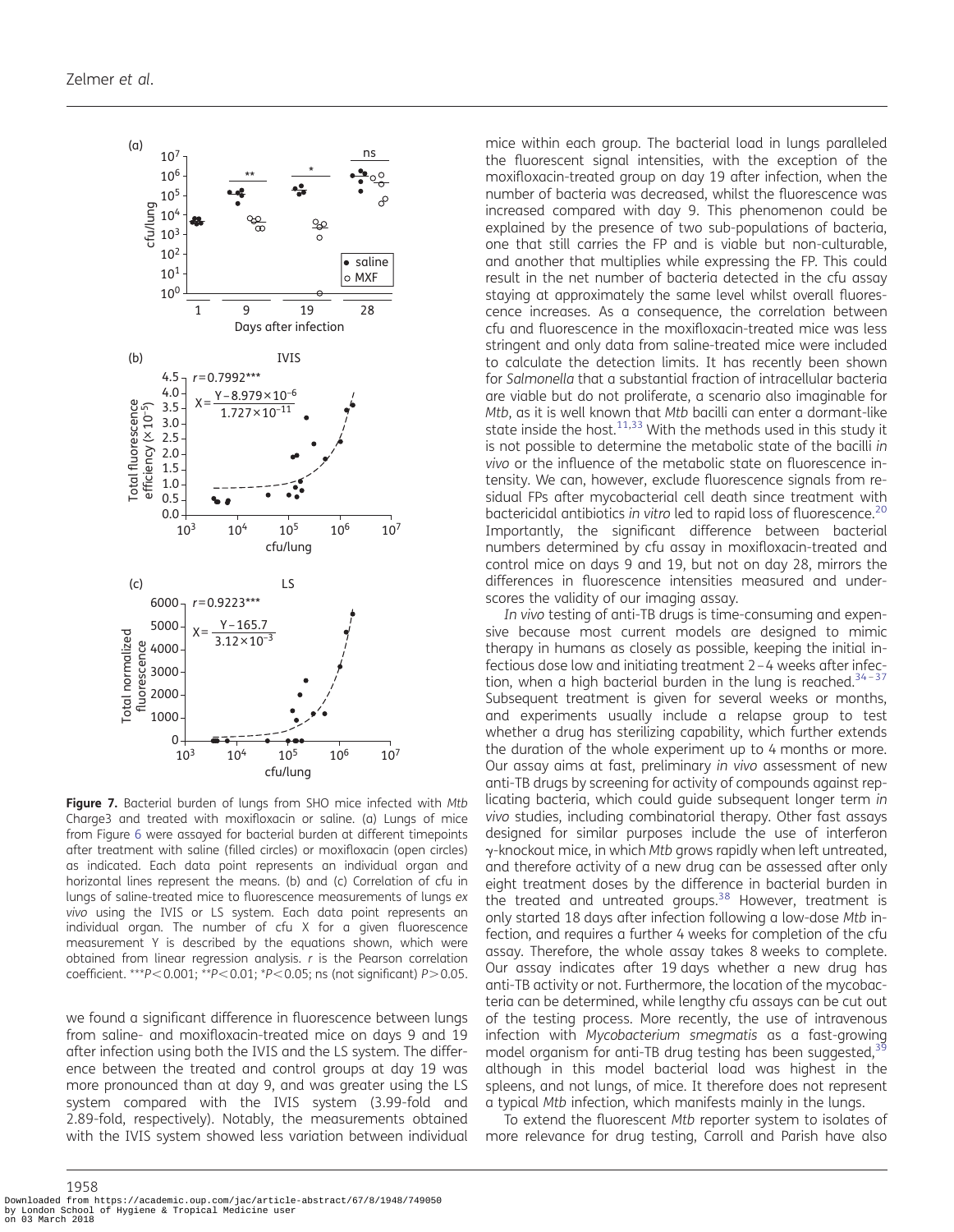**Figure 7.** Bacterial burden of lungs from SHO mice infected with *Mtb* Charge3 and treated with moxifloxacin or saline. (a) Lungs of mice from Figure 6 were assayed for bacterial burden at different timepoints after treatment with saline (filled circles) or moxifloxacin (open circles) as indicated. Each data point represents an individual organ and horizontal lines represent the means. (b) and (c) Correlation of cfu in lungs of saline-treated mice to fluorescence measurements of lungs *ex vivo* using the IVIS or LS system. Each data point represents an individual organ. The number of cfu X for a given fluorescence measurement Y is described by the equations shown, which were obtained from linear regression analysis. *r* is the Pearson correlation coefficient. ***$P<0.001$; **$P<0.01$; *$P<0.05$; ns (not significant) $P>0.05$.

we found a significant difference in fluorescence between lungs from saline- and moxifloxacin-treated mice on days 9 and 19 after infection using both the IVIS and the LS system. The difference between the treated and control groups at day 19 was more pronounced than at day 9, and was greater using the LS system compared with the IVIS system (3.99-fold and 2.89-fold, respectively). Notably, the measurements obtained with the IVIS system showed less variation between individual mice within each group. The bacterial load in lungs paralleled the fluorescent signal intensities, with the exception of the moxifloxacin-treated group on day 19 after infection, when the number of bacteria was decreased, whilst the fluorescence was increased compared with day 9. This phenomenon could be explained by the presence of two sub-populations of bacteria, one that still carries the FP and is viable but non-culturable, and another that multiplies while expressing the FP. This could result in the net number of bacteria detected in the cfu assay staying at approximately the same level whilst overall fluorescence increases. As a consequence, the correlation between cfu and fluorescence in the moxifloxacin-treated mice was less stringent and only data from saline-treated mice were included to calculate the detection limits. It has recently been shown for *Salmonella* that a substantial fraction of intracellular bacteria are viable but do not proliferate, a scenario also imaginable for *Mtb*, as it is well known that *Mtb* bacilli can enter a dormant-like state inside the host.[11,33] With the methods used in this study it is not possible to determine the metabolic state of the bacilli *in vivo* or the influence of the metabolic state on fluorescence intensity. We can, however, exclude fluorescence signals from residual FPs after mycobacterial cell death since treatment with bactericidal antibiotics *in vitro* led to rapid loss of fluorescence.[20] Importantly, the significant difference between bacterial numbers determined by cfu assay in moxifloxacin-treated and control mice on days 9 and 19, but not on day 28, mirrors the differences in fluorescence intensities measured and underscores the validity of our imaging assay.

*In vivo* testing of anti-TB drugs is time-consuming and expensive because most current models are designed to mimic therapy in humans as closely as possible, keeping the initial infectious dose low and initiating treatment 2–4 weeks after infection, when a high bacterial burden in the lung is reached.[34–37] Subsequent treatment is given for several weeks or months, and experiments usually include a relapse group to test whether a drug has sterilizing capability, which further extends the duration of the whole experiment up to 4 months or more. Our assay aims at fast, preliminary *in vivo* assessment of new anti-TB drugs by screening for activity of compounds against replicating bacteria, which could guide subsequent longer term *in vivo* studies, including combinatorial therapy. Other fast assays designed for similar purposes include the use of interferon γ-knockout mice, in which *Mtb* grows rapidly when left untreated, and therefore activity of a new drug can be assessed after only eight treatment doses by the difference in bacterial burden in the treated and untreated groups.[38] However, treatment is only started 18 days after infection following a low-dose *Mtb* infection, and requires a further 4 weeks for completion of the cfu assay. Therefore, the whole assay takes 8 weeks to complete. Our assay indicates after 19 days whether a new drug has anti-TB activity or not. Furthermore, the location of the mycobacteria can be determined, while lengthy cfu assays can be cut out of the testing process. More recently, the use of intravenous infection with *Mycobacterium smegmatis* as a fast-growing model organism for anti-TB drug testing has been suggested,[39] although in this model bacterial load was highest in the spleens, and not lungs, of mice. It therefore does not represent a typical *Mtb* infection, which manifests mainly in the lungs.

To extend the fluorescent *Mtb* reporter system to isolates of more relevance for drug testing, Carroll and Parish have also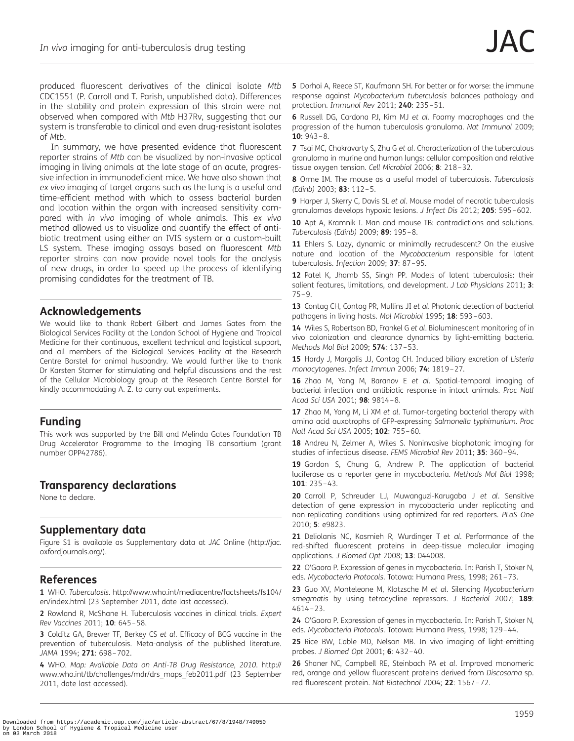produced fluorescent derivatives of the clinical isolate *Mtb* CDC1551 (P. Carroll and T. Parish, unpublished data). Differences in the stability and protein expression of this strain were not observed when compared with *Mtb* H37Rv, suggesting that our system is transferable to clinical and even drug-resistant isolates of *Mtb*.

In summary, we have presented evidence that fluorescent reporter strains of *Mtb* can be visualized by non-invasive optical imaging in living animals at the late stage of an acute, progressive infection in immunodeficient mice. We have also shown that *ex vivo* imaging of target organs such as the lung is a useful and time-efficient method with which to assess bacterial burden and location within the organ with increased sensitivity compared with *in vivo* imaging of whole animals. This *ex vivo* method allowed us to visualize and quantify the effect of antibiotic treatment using either an IVIS system or a custom-built LS system. These imaging assays based on fluorescent *Mtb* reporter strains can now provide novel tools for the analysis of new drugs, in order to speed up the process of identifying promising candidates for the treatment of TB.

## Acknowledgements

We would like to thank Robert Gilbert and James Gates from the Biological Services Facility at the London School of Hygiene and Tropical Medicine for their continuous, excellent technical and logistical support, and all members of the Biological Services Facility at the Research Centre Borstel for animal husbandry. We would further like to thank Dr Karsten Stamer for stimulating and helpful discussions and the rest of the Cellular Microbiology group at the Research Centre Borstel for kindly accommodating A. Z. to carry out experiments.

## Funding

This work was supported by the Bill and Melinda Gates Foundation TB Drug Accelerator Programme to the Imaging TB consortium (grant number OPP42786).

## Transparency declarations

None to declare.

## Supplementary data

Figure S1 is available as Supplementary data at *JAC* Online (http://jac.oxfordjournals.org/).

## References

**1** WHO. *Tuberculosis*. http://www.who.int/mediacentre/factsheets/fs104/en/index.html (23 September 2011, date last accessed).

**2** Rowland R, McShane H. Tuberculosis vaccines in clinical trials. *Expert Rev Vaccines* 2011; **10**: 645–58.

**3** Colditz GA, Brewer TF, Berkey CS *et al*. Efficacy of BCG vaccine in the prevention of tuberculosis. Meta-analysis of the published literature. *JAMA* 1994; **271**: 698–702.

**4** WHO. *Map: Available Data on Anti-TB Drug Resistance, 2010*. http://www.who.int/tb/challenges/mdr/drs_maps_feb2011.pdf (23 September 2011, date last accessed).

**5** Dorhoi A, Reece ST, Kaufmann SH. For better or for worse: the immune response against *Mycobacterium tuberculosis* balances pathology and protection. *Immunol Rev* 2011; **240**: 235–51.

**6** Russell DG, Cardona PJ, Kim MJ *et al*. Foamy macrophages and the progression of the human tuberculosis granuloma. *Nat Immunol* 2009; **10**: 943–8.

**7** Tsai MC, Chakravarty S, Zhu G *et al*. Characterization of the tuberculous granuloma in murine and human lungs: cellular composition and relative tissue oxygen tension. *Cell Microbiol* 2006; **8**: 218–32.

**8** Orme IM. The mouse as a useful model of tuberculosis. *Tuberculosis (Edinb)* 2003; **83**: 112–5.

**9** Harper J, Skerry C, Davis SL *et al*. Mouse model of necrotic tuberculosis granulomas develops hypoxic lesions. *J Infect Dis* 2012; **205**: 595–602.

**10** Apt A, Kramnik I. Man and mouse TB: contradictions and solutions. *Tuberculosis (Edinb)* 2009; **89**: 195–8.

**11** Ehlers S. Lazy, dynamic or minimally recrudescent? On the elusive nature and location of the *Mycobacterium* responsible for latent tuberculosis. *Infection* 2009; **37**: 87–95.

**12** Patel K, Jhamb SS, Singh PP. Models of latent tuberculosis: their salient features, limitations, and development. *J Lab Physicians* 2011; **3**: 75–9.

**13** Contag CH, Contag PR, Mullins JI *et al*. Photonic detection of bacterial pathogens in living hosts. *Mol Microbiol* 1995; **18**: 593–603.

**14** Wiles S, Robertson BD, Frankel G *et al*. Bioluminescent monitoring of in vivo colonization and clearance dynamics by light-emitting bacteria. *Methods Mol Biol* 2009; **574**: 137–53.

**15** Hardy J, Margolis JJ, Contag CH. Induced biliary excretion of *Listeria monocytogenes*. *Infect Immun* 2006; **74**: 1819–27.

**16** Zhao M, Yang M, Baranov E *et al*. Spatial-temporal imaging of bacterial infection and antibiotic response in intact animals. *Proc Natl Acad Sci USA* 2001; **98**: 9814–8.

**17** Zhao M, Yang M, Li XM *et al*. Tumor-targeting bacterial therapy with amino acid auxotrophs of GFP-expressing *Salmonella typhimurium*. *Proc Natl Acad Sci USA* 2005; **102**: 755–60.

**18** Andreu N, Zelmer A, Wiles S. Noninvasive biophotonic imaging for studies of infectious disease. *FEMS Microbiol Rev* 2011; **35**: 360–94.

**19** Gordon S, Chung G, Andrew P. The application of bacterial luciferase as a reporter gene in mycobacteria. *Methods Mol Biol* 1998; **101**: 235–43.

**20** Carroll P, Schreuder LJ, Muwanguzi-Karugaba J *et al*. Sensitive detection of gene expression in mycobacteria under replicating and non-replicating conditions using optimized far-red reporters. *PLoS One* 2010; **5**: e9823.

**21** Deliolanis NC, Kasmieh R, Wurdinger T *et al*. Performance of the red-shifted fluorescent proteins in deep-tissue molecular imaging applications. *J Biomed Opt* 2008; **13**: 044008.

**22** O'Gaora P. Expression of genes in mycobacteria. In: Parish T, Stoker N, eds. *Mycobacteria Protocols*. Totowa: Humana Press, 1998; 261–73.

**23** Guo XV, Monteleone M, Klotzsche M *et al*. Silencing *Mycobacterium smegmatis* by using tetracycline repressors. *J Bacteriol* 2007; **189**: 4614–23.

**24** O'Gaora P. Expression of genes in mycobacteria. In: Parish T, Stoker N, eds. *Mycobacteria Protocols*. Totowa: Humana Press, 1998; 129–44.

**25** Rice BW, Cable MD, Nelson MB. In vivo imaging of light-emitting probes. *J Biomed Opt* 2001; **6**: 432–40.

**26** Shaner NC, Campbell RE, Steinbach PA *et al*. Improved monomeric red, orange and yellow fluorescent proteins derived from *Discosoma* sp. red fluorescent protein. *Nat Biotechnol* 2004; **22**: 1567–72.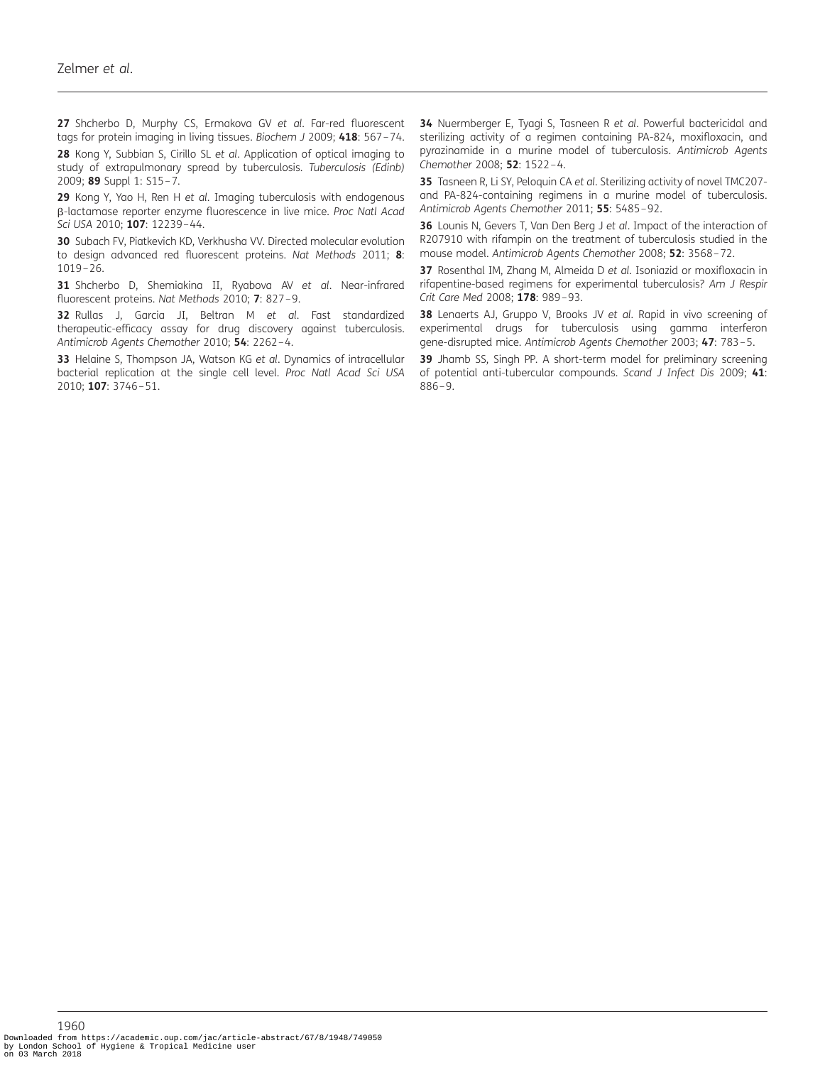**27** Shcherbo D, Murphy CS, Ermakova GV *et al*. Far-red fluorescent tags for protein imaging in living tissues. *Biochem J* 2009; **418**: 567–74.

**28** Kong Y, Subbian S, Cirillo SL *et al*. Application of optical imaging to study of extrapulmonary spread by tuberculosis. *Tuberculosis (Edinb)* 2009; **89** Suppl 1: S15–7.

**29** Kong Y, Yao H, Ren H *et al*. Imaging tuberculosis with endogenous β-lactamase reporter enzyme fluorescence in live mice. *Proc Natl Acad Sci USA* 2010; **107**: 12239–44.

**30** Subach FV, Piatkevich KD, Verkhusha VV. Directed molecular evolution to design advanced red fluorescent proteins. *Nat Methods* 2011; **8**: 1019–26.

**31** Shcherbo D, Shemiakina II, Ryabova AV *et al*. Near-infrared fluorescent proteins. *Nat Methods* 2010; **7**: 827–9.

**32** Rullas J, Garcia JI, Beltran M *et al*. Fast standardized therapeutic-efficacy assay for drug discovery against tuberculosis. *Antimicrob Agents Chemother* 2010; **54**: 2262–4.

**33** Helaine S, Thompson JA, Watson KG *et al*. Dynamics of intracellular bacterial replication at the single cell level. *Proc Natl Acad Sci USA* 2010; **107**: 3746–51.

**34** Nuermberger E, Tyagi S, Tasneen R *et al*. Powerful bactericidal and sterilizing activity of a regimen containing PA-824, moxifloxacin, and pyrazinamide in a murine model of tuberculosis. *Antimicrob Agents Chemother* 2008; **52**: 1522–4.

**35** Tasneen R, Li SY, Peloquin CA *et al*. Sterilizing activity of novel TMC207- and PA-824-containing regimens in a murine model of tuberculosis. *Antimicrob Agents Chemother* 2011; **55**: 5485–92.

**36** Lounis N, Gevers T, Van Den Berg J *et al*. Impact of the interaction of R207910 with rifampin on the treatment of tuberculosis studied in the mouse model. *Antimicrob Agents Chemother* 2008; **52**: 3568–72.

**37** Rosenthal IM, Zhang M, Almeida D *et al*. Isoniazid or moxifloxacin in rifapentine-based regimens for experimental tuberculosis? *Am J Respir Crit Care Med* 2008; **178**: 989–93.

**38** Lenaerts AJ, Gruppo V, Brooks JV *et al*. Rapid in vivo screening of experimental drugs for tuberculosis using gamma interferon gene-disrupted mice. *Antimicrob Agents Chemother* 2003; **47**: 783–5.

**39** Jhamb SS, Singh PP. A short-term model for preliminary screening of potential anti-tubercular compounds. *Scand J Infect Dis* 2009; **41**: 886–9.